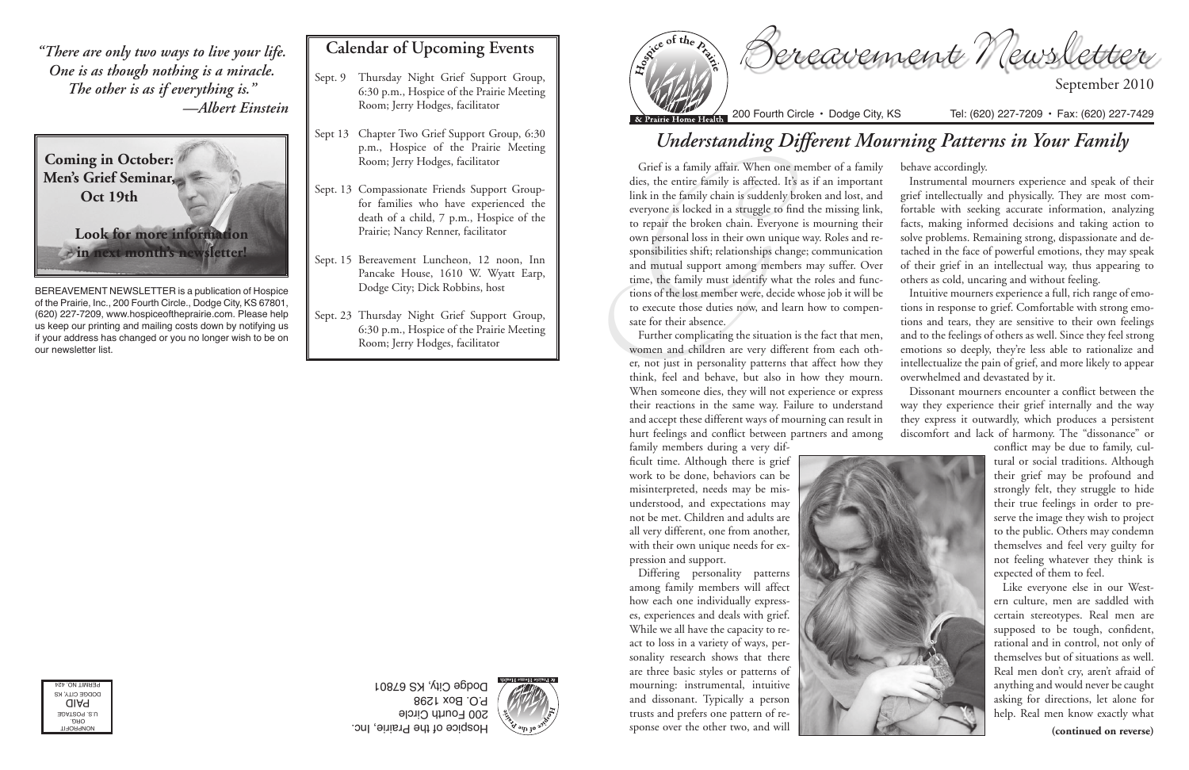*"There are only two ways to live your life. One is as though nothing is a miracle. The other is as if everything is."*
*—Albert Einstein*

**Coming in October: Men's Grief Seminar, Oct 19th**

**Look for more information in next month's newsletter!**

BEREAVEMENT NEWSLETTER is a publication of Hospice of the Prairie, Inc., 200 Fourth Circle., Dodge City, KS 67801, (620) 227-7209, www.hospiceoftheprairie.com. Please help us keep our printing and mailing costs down by notifying us if your address has changed or you no longer wish to be on our newsletter list.

## Calendar of Upcoming Events

- Sept. 9 Thursday Night Grief Support Group, 6:30 p.m., Hospice of the Prairie Meeting Room; Jerry Hodges, facilitator
- Sept 13 Chapter Two Grief Support Group, 6:30 p.m., Hospice of the Prairie Meeting Room; Jerry Hodges, facilitator
- Sept. 13 Compassionate Friends Support Group-for families who have experienced the death of a child, 7 p.m., Hospice of the Prairie; Nancy Renner, facilitator
- Sept. 15 Bereavement Luncheon, 12 noon, Inn Pancake House, 1610 W. Wyatt Earp, Dodge City; Dick Robbins, host
- Sept. 23 Thursday Night Grief Support Group, 6:30 p.m., Hospice of the Prairie Meeting Room; Jerry Hodges, facilitator

Hospice of the Prairie, Inc.
200 Fourth Circle
P.O. Box 1298
Dodge City, KS 67801

NONPROFIT ORG.
U.S. POSTAGE PAID
DODGE CITY, KS
PERMIT NO. 424

# Bereavement Newsletter

September 2010

Hospice of the Prairie & Prairie Home Health
200 Fourth Circle • Dodge City, KS Tel: (620) 227-7209 • Fax: (620) 227-7429

## *Understanding Different Mourning Patterns in Your Family*

Grief is a family affair. When one member of a family dies, the entire family is affected. It's as if an important link in the family chain is suddenly broken and lost, and everyone is locked in a struggle to find the missing link, to repair the broken chain. Everyone is mourning their own personal loss in their own unique way. Roles and responsibilities shift; relationships change; communication and mutual support among members may suffer. Over time, the family must identify what the roles and functions of the lost member were, decide whose job it will be to execute those duties now, and learn how to compensate for their absence.

Further complicating the situation is the fact that men, women and children are very different from each other, not just in personality patterns that affect how they think, feel and behave, but also in how they mourn. When someone dies, they will not experience or express their reactions in the same way. Failure to understand and accept these different ways of mourning can result in hurt feelings and conflict between partners and among family members during a very difficult time. Although there is grief work to be done, behaviors can be misinterpreted, needs may be misunderstood, and expectations may not be met. Children and adults are all very different, one from another, with their own unique needs for expression and support.

Differing personality patterns among family members will affect how each one individually expresses, experiences and deals with grief. While we all have the capacity to react to loss in a variety of ways, personality research shows that there are three basic styles or patterns of mourning: instrumental, intuitive and dissonant. Typically a person trusts and prefers one pattern of response over the other two, and will behave accordingly.

Instrumental mourners experience and speak of their grief intellectually and physically. They are most comfortable with seeking accurate information, analyzing facts, making informed decisions and taking action to solve problems. Remaining strong, dispassionate and detached in the face of powerful emotions, they may speak of their grief in an intellectual way, thus appearing to others as cold, uncaring and without feeling.

Intuitive mourners experience a full, rich range of emotions in response to grief. Comfortable with strong emotions and tears, they are sensitive to their own feelings and to the feelings of others as well. Since they feel strong emotions so deeply, they're less able to rationalize and intellectualize the pain of grief, and more likely to appear overwhelmed and devastated by it.

Dissonant mourners encounter a conflict between the way they experience their grief internally and the way they express it outwardly, which produces a persistent discomfort and lack of harmony. The "dissonance" or conflict may be due to family, cultural or social traditions. Although their grief may be profound and strongly felt, they struggle to hide their true feelings in order to preserve the image they wish to project to the public. Others may condemn themselves and feel very guilty for not feeling whatever they think is expected of them to feel.

Like everyone else in our Western culture, men are saddled with certain stereotypes. Real men are supposed to be tough, confident, rational and in control, not only of themselves but of situations as well. Real men don't cry, aren't afraid of anything and would never be caught asking for directions, let alone for help. Real men know exactly what

**(continued on reverse)**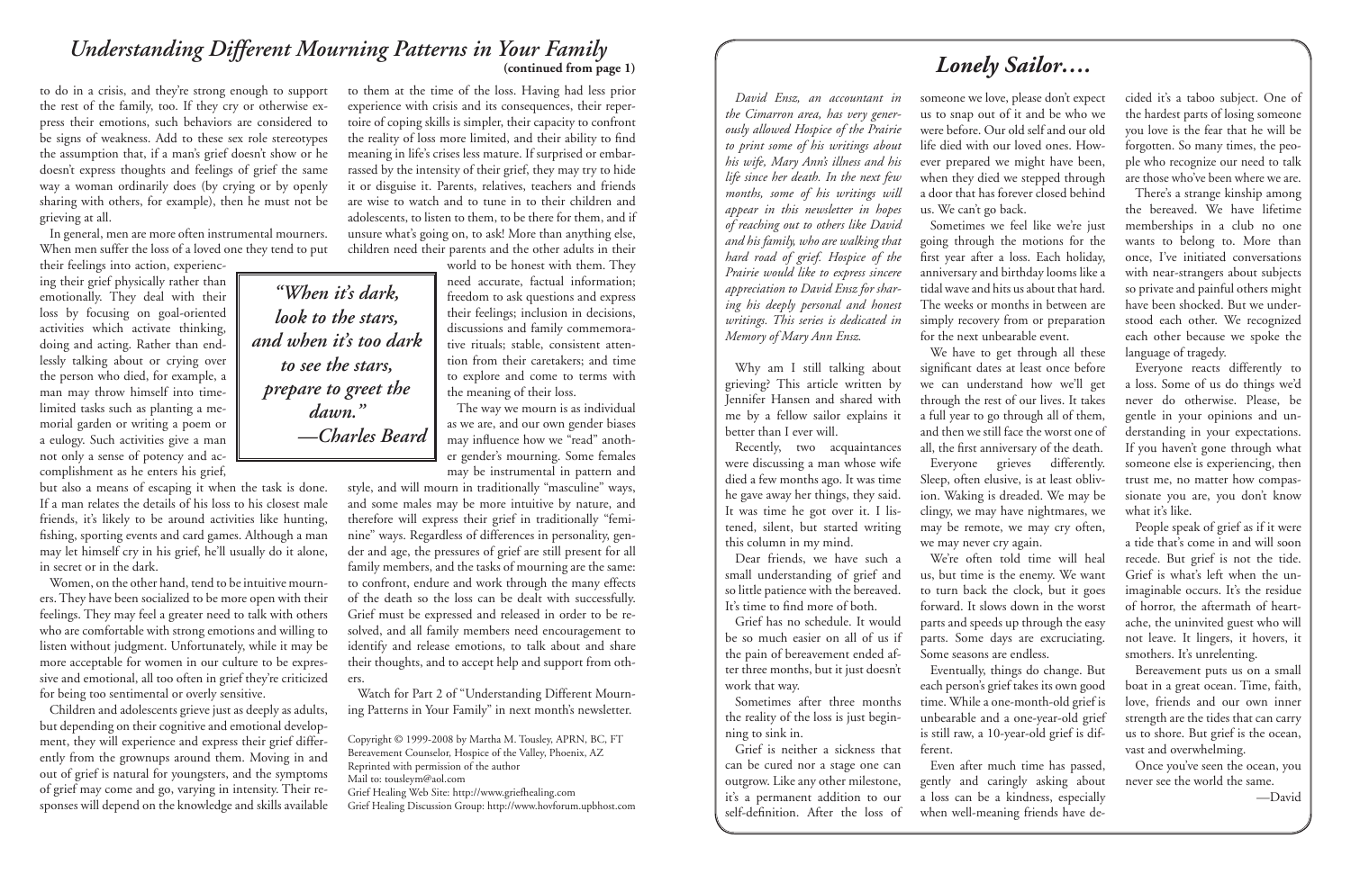## *Understanding Different Mourning Patterns in Your Family*

**(continued from page 1)**

to do in a crisis, and they're strong enough to support the rest of the family, too. If they cry or otherwise express their emotions, such behaviors are considered to be signs of weakness. Add to these sex role stereotypes the assumption that, if a man's grief doesn't show or he doesn't express thoughts and feelings of grief the same way a woman ordinarily does (by crying or by openly sharing with others, for example), then he must not be grieving at all.

In general, men are more often instrumental mourners. When men suffer the loss of a loved one they tend to put their feelings into action, experiencing their grief physically rather than emotionally. They deal with their loss by focusing on goal-oriented activities which activate thinking, doing and acting. Rather than endlessly talking about or crying over the person who died, for example, a man may throw himself into time-limited tasks such as planting a memorial garden or writing a poem or a eulogy. Such activities give a man not only a sense of potency and accomplishment as he enters his grief, but also a means of escaping it when the task is done. If a man relates the details of his loss to his closest male friends, it's likely to be around activities like hunting, fishing, sporting events and card games. Although a man may let himself cry in his grief, he'll usually do it alone, in secret or in the dark.

Women, on the other hand, tend to be intuitive mourners. They have been socialized to be more open with their feelings. They may feel a greater need to talk with others who are comfortable with strong emotions and willing to listen without judgment. Unfortunately, while it may be more acceptable for women in our culture to be expressive and emotional, all too often in grief they're criticized for being too sentimental or overly sensitive.

Children and adolescents grieve just as deeply as adults, but depending on their cognitive and emotional development, they will experience and express their grief differently from the grownups around them. Moving in and out of grief is natural for youngsters, and the symptoms of grief may come and go, varying in intensity. Their responses will depend on the knowledge and skills available to them at the time of the loss. Having had less prior experience with crisis and its consequences, their repertoire of coping skills is simpler, their capacity to confront the reality of loss more limited, and their ability to find meaning in life's crises less mature. If surprised or embarrassed by the intensity of their grief, they may try to hide it or disguise it. Parents, relatives, teachers and friends are wise to watch and to tune in to their children and adolescents, to listen to them, to be there for them, and if unsure what's going on, to ask! More than anything else, children need their parents and the other adults in their world to be honest with them. They need accurate, factual information; freedom to ask questions and express their feelings; inclusion in decisions, discussions and family commemorative rituals; stable, consistent attention from their caretakers; and time to explore and come to terms with the meaning of their loss.

> ***"When it's dark, look to the stars, and when it's too dark to see the stars, prepare to greet the dawn."***
> ***—Charles Beard***

The way we mourn is as individual as we are, and our own gender biases may influence how we "read" another gender's mourning. Some females may be instrumental in pattern and style, and will mourn in traditionally "masculine" ways, and some males may be more intuitive by nature, and therefore will express their grief in traditionally "feminine" ways. Regardless of differences in personality, gender and age, the pressures of grief are still present for all family members, and the tasks of mourning are the same: to confront, endure and work through the many effects of the death so the loss can be dealt with successfully. Grief must be expressed and released in order to be resolved, and all family members need encouragement to identify and release emotions, to talk about and share their thoughts, and to accept help and support from others.

Watch for Part 2 of "Understanding Different Mourning Patterns in Your Family" in next month's newsletter.

Copyright © 1999-2008 by Martha M. Tousley, APRN, BC, FT
Bereavement Counselor, Hospice of the Valley, Phoenix, AZ
Reprinted with permission of the author
Mail to: tousleym@aol.com
Grief Healing Web Site: http://www.griefhealing.com
Grief Healing Discussion Group: http://www.hovforum.upbhost.com

## *Lonely Sailor....*

*David Ensz, an accountant in the Cimarron area, has very generously allowed Hospice of the Prairie to print some of his writings about his wife, Mary Ann's illness and his life since her death. In the next few months, some of his writings will appear in this newsletter in hopes of reaching out to others like David and his family, who are walking that hard road of grief. Hospice of the Prairie would like to express sincere appreciation to David Ensz for sharing his deeply personal and honest writings. This series is dedicated in Memory of Mary Ann Ensz.*

Why am I still talking about grieving? This article written by Jennifer Hansen and shared with me by a fellow sailor explains it better than I ever will.

Recently, two acquaintances were discussing a man whose wife died a few months ago. It was time he gave away her things, they said. It was time he got over it. I listened, silent, but started writing this column in my mind.

Dear friends, we have such a small understanding of grief and so little patience with the bereaved. It's time to find more of both.

Grief has no schedule. It would be so much easier on all of us if the pain of bereavement ended after three months, but it just doesn't work that way.

Sometimes after three months the reality of the loss is just beginning to sink in.

Grief is neither a sickness that can be cured nor a stage one can outgrow. Like any other milestone, it's a permanent addition to our self-definition. After the loss of someone we love, please don't expect us to snap out of it and be who we were before. Our old self and our old life died with our loved ones. However prepared we might have been, when they died we stepped through a door that has forever closed behind us. We can't go back.

Sometimes we feel like we're just going through the motions for the first year after a loss. Each holiday, anniversary and birthday looms like a tidal wave and hits us about that hard. The weeks or months in between are simply recovery from or preparation for the next unbearable event.

We have to get through all these significant dates at least once before we can understand how we'll get through the rest of our lives. It takes a full year to go through all of them, and then we still face the worst one of all, the first anniversary of the death.

Everyone grieves differently. Sleep, often elusive, is at least oblivion. Waking is dreaded. We may be clingy, we may have nightmares, we may be remote, we may cry often, we may never cry again.

We're often told time will heal us, but time is the enemy. We want to turn back the clock, but it goes forward. It slows down in the worst parts and speeds up through the easy parts. Some days are excruciating. Some seasons are endless.

Eventually, things do change. But each person's grief takes its own good time. While a one-month-old grief is unbearable and a one-year-old grief is still raw, a 10-year-old grief is different.

Even after much time has passed, gently and caringly asking about a loss can be a kindness, especially when well-meaning friends have decided it's a taboo subject. One of the hardest parts of losing someone you love is the fear that he will be forgotten. So many times, the people who recognize our need to talk are those who've been where we are.

There's a strange kinship among the bereaved. We have lifetime memberships in a club no one wants to belong to. More than once, I've initiated conversations with near-strangers about subjects so private and painful others might have been shocked. But we understood each other. We recognized each other because we spoke the language of tragedy.

Everyone reacts differently to a loss. Some of us do things we'd never do otherwise. Please, be gentle in your opinions and understanding in your expectations. If you haven't gone through what someone else is experiencing, then trust me, no matter how compassionate you are, you don't know what it's like.

People speak of grief as if it were a tide that's come in and will soon recede. But grief is not the tide. Grief is what's left when the unimaginable occurs. It's the residue of horror, the aftermath of heartache, the uninvited guest who will not leave. It lingers, it hovers, it smothers. It's unrelenting.

Bereavement puts us on a small boat in a great ocean. Time, faith, love, friends and our own inner strength are the tides that can carry us to shore. But grief is the ocean, vast and overwhelming.

Once you've seen the ocean, you never see the world the same.

—David